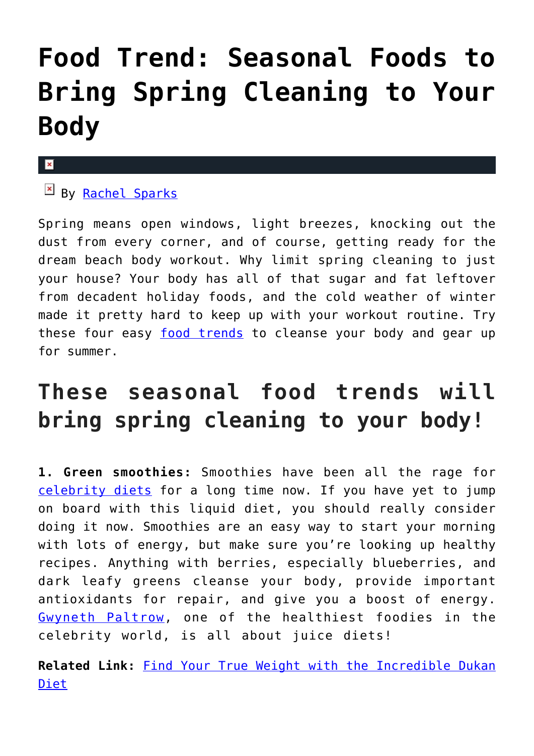# Food Trend: Seasonal Foods to Bring Spring Cleaning to Your Body

By Rachel Sparks

Spring means open windows, light breezes, knocking out the dust from every corner, and of course, getting ready for the dream beach body workout. Why limit spring cleaning to just your house? Your body has all of that sugar and fat leftover from decadent holiday foods, and the cold weather of winter made it pretty hard to keep up with your workout routine. Try these four easy food trends to cleanse your body and gear up for summer.

## These seasonal food trends will bring spring cleaning to your body!

**1. Green smoothies:** Smoothies have been all the rage for celebrity diets for a long time now. If you have yet to jump on board with this liquid diet, you should really consider doing it now. Smoothies are an easy way to start your morning with lots of energy, but make sure you're looking up healthy recipes. Anything with berries, especially blueberries, and dark leafy greens cleanse your body, provide important antioxidants for repair, and give you a boost of energy. Gwyneth Paltrow, one of the healthiest foodies in the celebrity world, is all about juice diets!

**Related Link:** Find Your True Weight with the Incredible Dukan Diet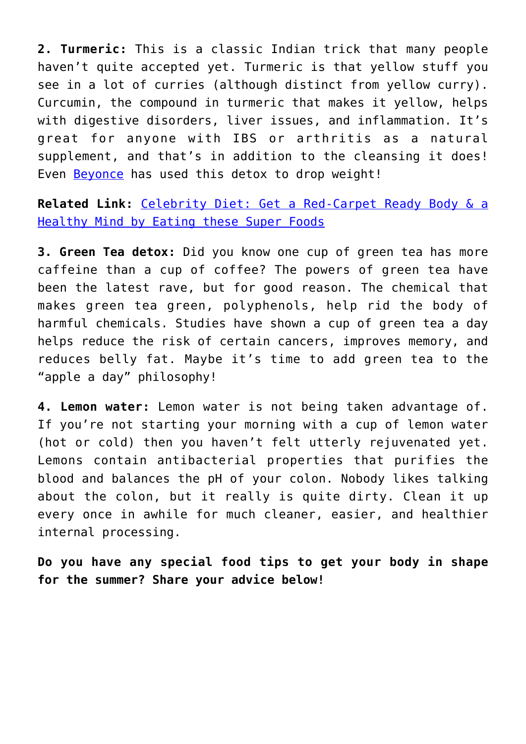**2. Turmeric:** This is a classic Indian trick that many people haven't quite accepted yet. Turmeric is that yellow stuff you see in a lot of curries (although distinct from yellow curry). Curcumin, the compound in turmeric that makes it yellow, helps with digestive disorders, liver issues, and inflammation. It's great for anyone with IBS or arthritis as a natural supplement, and that's in addition to the cleansing it does! Even Beyonce has used this detox to drop weight!

**Related Link:** Celebrity Diet: Get a Red-Carpet Ready Body & a Healthy Mind by Eating these Super Foods

**3. Green Tea detox:** Did you know one cup of green tea has more caffeine than a cup of coffee? The powers of green tea have been the latest rave, but for good reason. The chemical that makes green tea green, polyphenols, help rid the body of harmful chemicals. Studies have shown a cup of green tea a day helps reduce the risk of certain cancers, improves memory, and reduces belly fat. Maybe it's time to add green tea to the "apple a day" philosophy!

**4. Lemon water:** Lemon water is not being taken advantage of. If you're not starting your morning with a cup of lemon water (hot or cold) then you haven't felt utterly rejuvenated yet. Lemons contain antibacterial properties that purifies the blood and balances the pH of your colon. Nobody likes talking about the colon, but it really is quite dirty. Clean it up every once in awhile for much cleaner, easier, and healthier internal processing.

**Do you have any special food tips to get your body in shape for the summer? Share your advice below!**